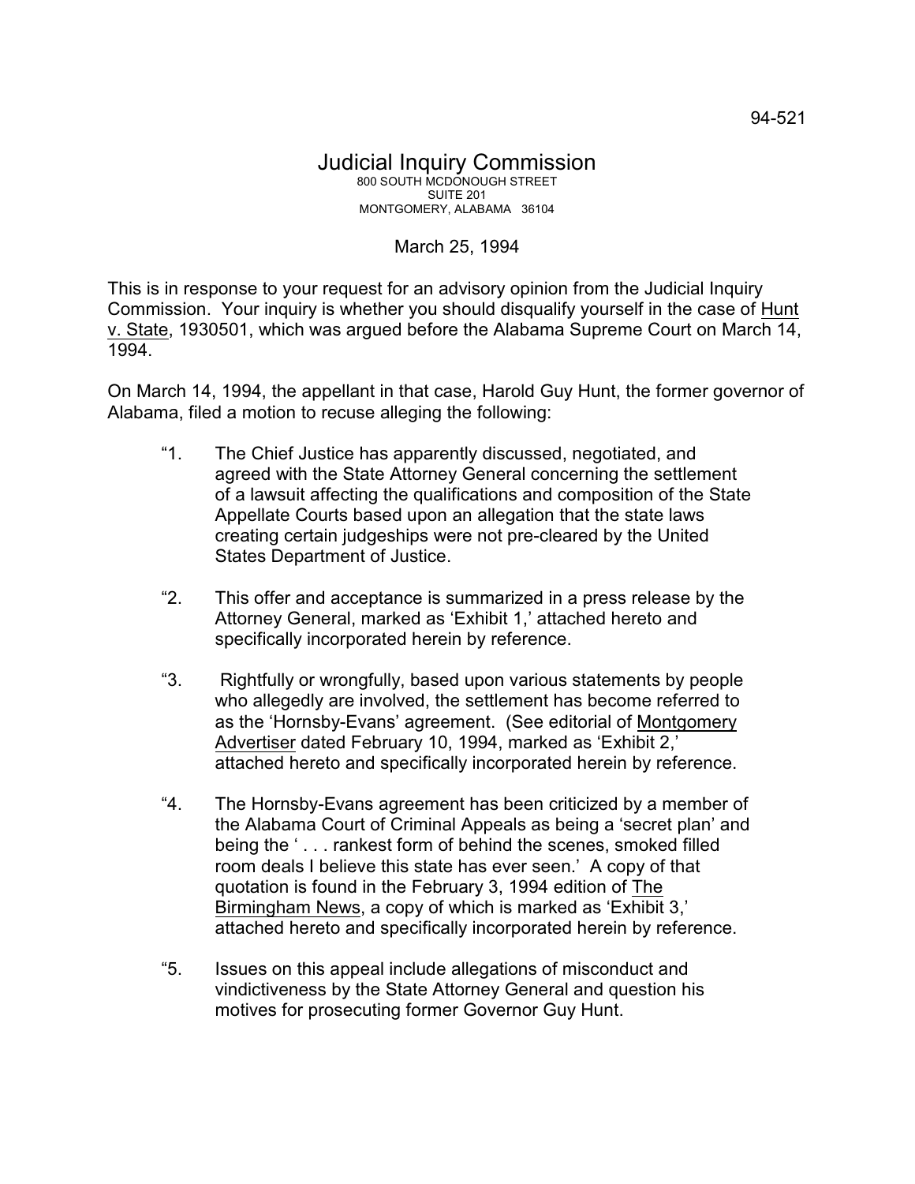94-521

# Judicial Inquiry Commission

800 SOUTH MCDONOUGH STREET
SUITE 201
MONTGOMERY, ALABAMA 36104

March 25, 1994

This is in response to your request for an advisory opinion from the Judicial Inquiry Commission. Your inquiry is whether you should disqualify yourself in the case of Hunt v. State, 1930501, which was argued before the Alabama Supreme Court on March 14, 1994.

On March 14, 1994, the appellant in that case, Harold Guy Hunt, the former governor of Alabama, filed a motion to recuse alleging the following:

> "1. The Chief Justice has apparently discussed, negotiated, and agreed with the State Attorney General concerning the settlement of a lawsuit affecting the qualifications and composition of the State Appellate Courts based upon an allegation that the state laws creating certain judgeships were not pre-cleared by the United States Department of Justice.
>
> "2. This offer and acceptance is summarized in a press release by the Attorney General, marked as 'Exhibit 1,' attached hereto and specifically incorporated herein by reference.
>
> "3. Rightfully or wrongfully, based upon various statements by people who allegedly are involved, the settlement has become referred to as the 'Hornsby-Evans' agreement. (See editorial of Montgomery Advertiser dated February 10, 1994, marked as 'Exhibit 2,' attached hereto and specifically incorporated herein by reference.
>
> "4. The Hornsby-Evans agreement has been criticized by a member of the Alabama Court of Criminal Appeals as being a 'secret plan' and being the ' . . . rankest form of behind the scenes, smoked filled room deals I believe this state has ever seen.' A copy of that quotation is found in the February 3, 1994 edition of The Birmingham News, a copy of which is marked as 'Exhibit 3,' attached hereto and specifically incorporated herein by reference.
>
> "5. Issues on this appeal include allegations of misconduct and vindictiveness by the State Attorney General and question his motives for prosecuting former Governor Guy Hunt.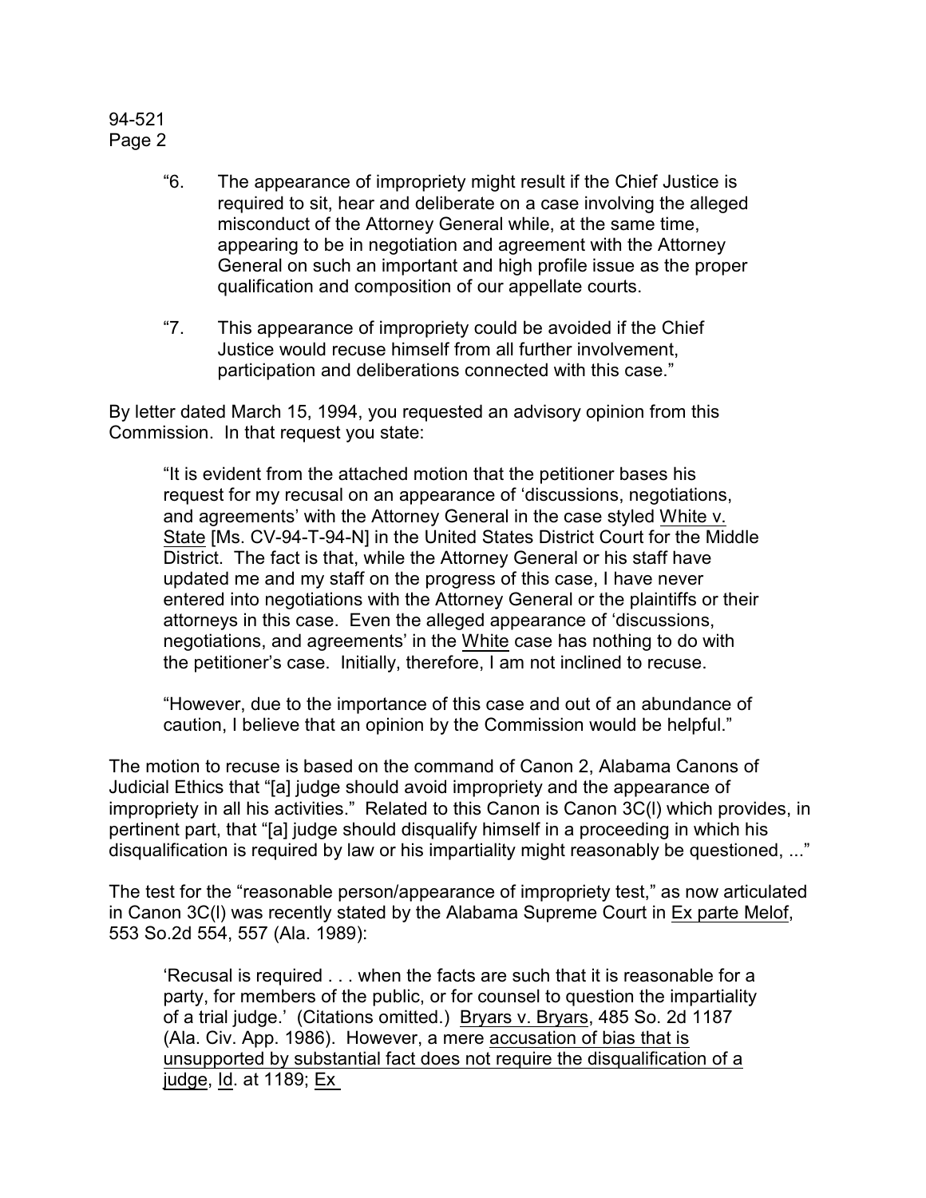> "6. The appearance of impropriety might result if the Chief Justice is required to sit, hear and deliberate on a case involving the alleged misconduct of the Attorney General while, at the same time, appearing to be in negotiation and agreement with the Attorney General on such an important and high profile issue as the proper qualification and composition of our appellate courts.
>
> "7. This appearance of impropriety could be avoided if the Chief Justice would recuse himself from all further involvement, participation and deliberations connected with this case."

By letter dated March 15, 1994, you requested an advisory opinion from this Commission. In that request you state:

> "It is evident from the attached motion that the petitioner bases his request for my recusal on an appearance of 'discussions, negotiations, and agreements' with the Attorney General in the case styled White v. State [Ms. CV-94-T-94-N] in the United States District Court for the Middle District. The fact is that, while the Attorney General or his staff have updated me and my staff on the progress of this case, I have never entered into negotiations with the Attorney General or the plaintiffs or their attorneys in this case. Even the alleged appearance of 'discussions, negotiations, and agreements' in the White case has nothing to do with the petitioner's case. Initially, therefore, I am not inclined to recuse.
>
> "However, due to the importance of this case and out of an abundance of caution, I believe that an opinion by the Commission would be helpful."

The motion to recuse is based on the command of Canon 2, Alabama Canons of Judicial Ethics that "[a] judge should avoid impropriety and the appearance of impropriety in all his activities." Related to this Canon is Canon 3C(l) which provides, in pertinent part, that "[a] judge should disqualify himself in a proceeding in which his disqualification is required by law or his impartiality might reasonably be questioned, ..."

The test for the "reasonable person/appearance of impropriety test," as now articulated in Canon 3C(l) was recently stated by the Alabama Supreme Court in Ex parte Melof, 553 So.2d 554, 557 (Ala. 1989):

> 'Recusal is required . . . when the facts are such that it is reasonable for a party, for members of the public, or for counsel to question the impartiality of a trial judge.' (Citations omitted.) Bryars v. Bryars, 485 So. 2d 1187 (Ala. Civ. App. 1986). However, a mere accusation of bias that is unsupported by substantial fact does not require the disqualification of a judge, Id. at 1189; Ex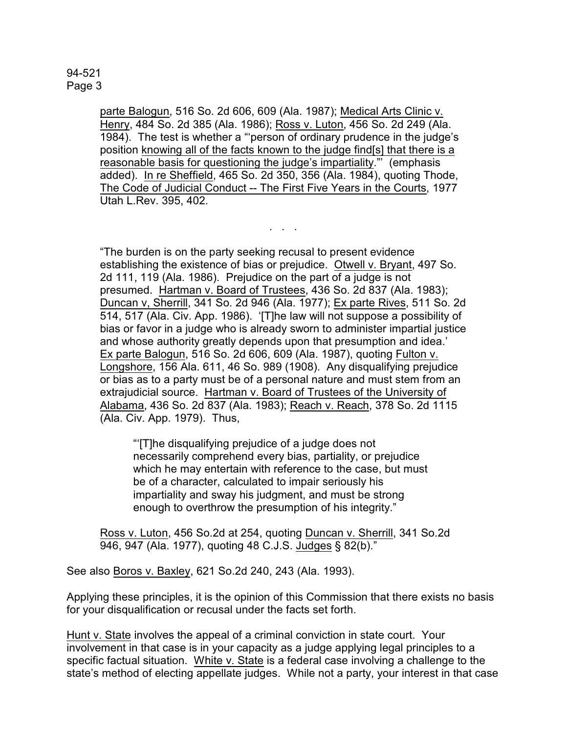parte Balogun, 516 So. 2d 606, 609 (Ala. 1987); Medical Arts Clinic v. Henry, 484 So. 2d 385 (Ala. 1986); Ross v. Luton, 456 So. 2d 249 (Ala. 1984). The test is whether a "'person of ordinary prudence in the judge's position knowing all of the facts known to the judge find[s] that there is a reasonable basis for questioning the judge's impartiality."' (emphasis added). In re Sheffield, 465 So. 2d 350, 356 (Ala. 1984), quoting Thode, The Code of Judicial Conduct -- The First Five Years in the Courts, 1977 Utah L.Rev. 395, 402.

. . .

> "The burden is on the party seeking recusal to present evidence establishing the existence of bias or prejudice. Otwell v. Bryant, 497 So. 2d 111, 119 (Ala. 1986). Prejudice on the part of a judge is not presumed. Hartman v. Board of Trustees, 436 So. 2d 837 (Ala. 1983); Duncan v, Sherrill, 341 So. 2d 946 (Ala. 1977); Ex parte Rives, 511 So. 2d 514, 517 (Ala. Civ. App. 1986). '[T]he law will not suppose a possibility of bias or favor in a judge who is already sworn to administer impartial justice and whose authority greatly depends upon that presumption and idea.' Ex parte Balogun, 516 So. 2d 606, 609 (Ala. 1987), quoting Fulton v. Longshore, 156 Ala. 611, 46 So. 989 (1908). Any disqualifying prejudice or bias as to a party must be of a personal nature and must stem from an extrajudicial source. Hartman v. Board of Trustees of the University of Alabama, 436 So. 2d 837 (Ala. 1983); Reach v. Reach, 378 So. 2d 1115 (Ala. Civ. App. 1979). Thus,
>
> > "'[T]he disqualifying prejudice of a judge does not necessarily comprehend every bias, partiality, or prejudice which he may entertain with reference to the case, but must be of a character, calculated to impair seriously his impartiality and sway his judgment, and must be strong enough to overthrow the presumption of his integrity."
>
> Ross v. Luton, 456 So.2d at 254, quoting Duncan v. Sherrill, 341 So.2d 946, 947 (Ala. 1977), quoting 48 C.J.S. Judges § 82(b)."

See also Boros v. Baxley, 621 So.2d 240, 243 (Ala. 1993).

Applying these principles, it is the opinion of this Commission that there exists no basis for your disqualification or recusal under the facts set forth.

Hunt v. State involves the appeal of a criminal conviction in state court. Your involvement in that case is in your capacity as a judge applying legal principles to a specific factual situation. White v. State is a federal case involving a challenge to the state's method of electing appellate judges. While not a party, your interest in that case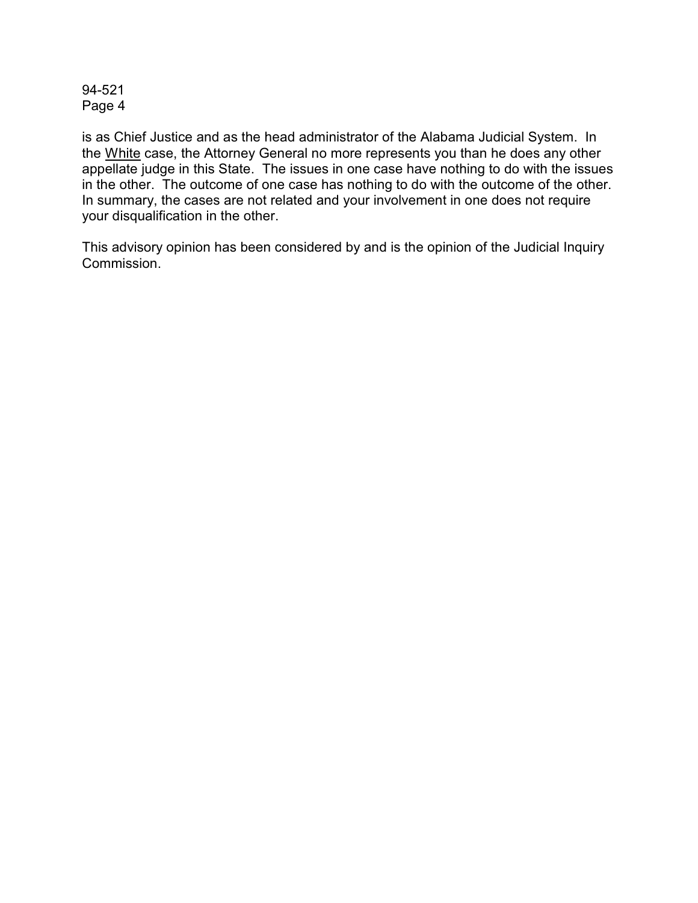is as Chief Justice and as the head administrator of the Alabama Judicial System. In the White case, the Attorney General no more represents you than he does any other appellate judge in this State. The issues in one case have nothing to do with the issues in the other. The outcome of one case has nothing to do with the outcome of the other. In summary, the cases are not related and your involvement in one does not require your disqualification in the other.

This advisory opinion has been considered by and is the opinion of the Judicial Inquiry Commission.